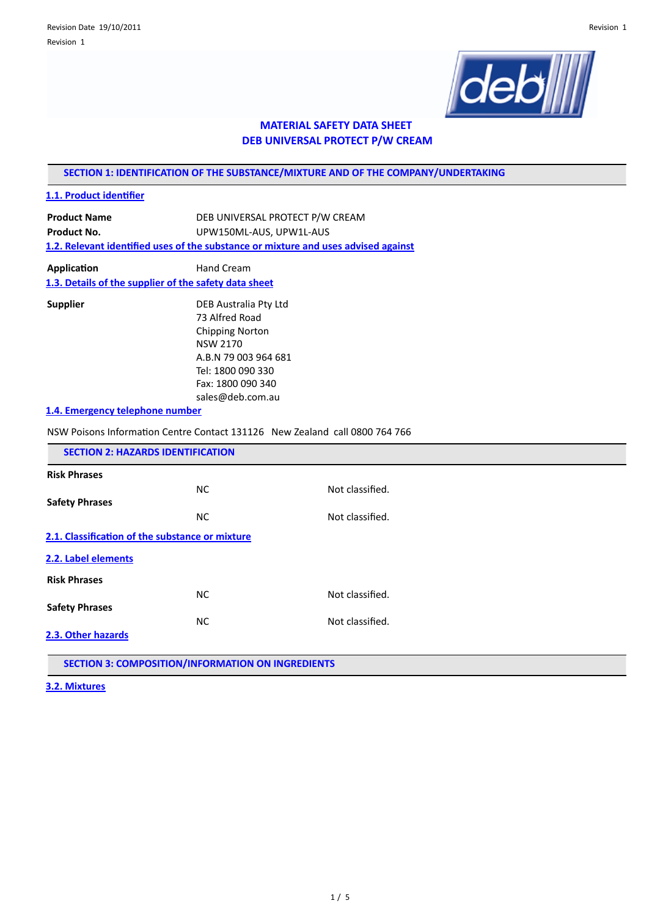Revision Date 19/10/2011

Revision 1

# MATERIAL SAFETY DATA SHEET
# DEB UNIVERSAL PROTECT P/W CREAM

## SECTION 1: IDENTIFICATION OF THE SUBSTANCE/MIXTURE AND OF THE COMPANY/UNDERTAKING

### 1.1. Product identifier

| | |
|---|---|
| **Product Name** | DEB UNIVERSAL PROTECT P/W CREAM |
| **Product No.** | UPW150ML-AUS, UPW1L-AUS |

### 1.2. Relevant identified uses of the substance or mixture and uses advised against

| | |
|---|---|
| **Application** | Hand Cream |

### 1.3. Details of the supplier of the safety data sheet

**Supplier**

DEB Australia Pty Ltd
73 Alfred Road
Chipping Norton
NSW 2170
A.B.N 79 003 964 681
Tel: 1800 090 330
Fax: 1800 090 340
sales@deb.com.au

### 1.4. Emergency telephone number

NSW Poisons Information Centre Contact 131126 New Zealand call 0800 764 766

## SECTION 2: HAZARDS IDENTIFICATION

| | | |
|---|---|---|
| **Risk Phrases** | NC | Not classified. |
| **Safety Phrases** | NC | Not classified. |

### 2.1. Classification of the substance or mixture

### 2.2. Label elements

| | | |
|---|---|---|
| **Risk Phrases** | NC | Not classified. |
| **Safety Phrases** | NC | Not classified. |

### 2.3. Other hazards

## SECTION 3: COMPOSITION/INFORMATION ON INGREDIENTS

### 3.2. Mixtures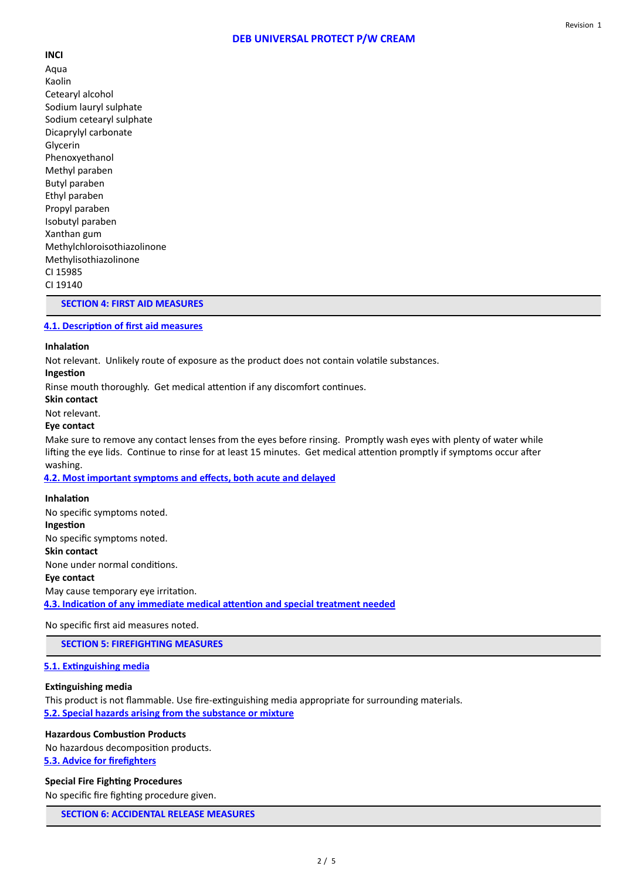**INCI**

Aqua
Kaolin
Cetearyl alcohol
Sodium lauryl sulphate
Sodium cetearyl sulphate
Dicaprylyl carbonate
Glycerin
Phenoxyethanol
Methyl paraben
Butyl paraben
Ethyl paraben
Propyl paraben
Isobutyl paraben
Xanthan gum
Methylchloroisothiazolinone
Methylisothiazolinone
CI 15985
CI 19140

## SECTION 4: FIRST AID MEASURES

### 4.1. Description of first aid measures

**Inhalation**

Not relevant. Unlikely route of exposure as the product does not contain volatile substances.

**Ingestion**

Rinse mouth thoroughly. Get medical attention if any discomfort continues.

**Skin contact**

Not relevant.

**Eye contact**

Make sure to remove any contact lenses from the eyes before rinsing. Promptly wash eyes with plenty of water while lifting the eye lids. Continue to rinse for at least 15 minutes. Get medical attention promptly if symptoms occur after washing.

### 4.2. Most important symptoms and effects, both acute and delayed

**Inhalation**

No specific symptoms noted.

**Ingestion**

No specific symptoms noted.

**Skin contact**

None under normal conditions.

**Eye contact**

May cause temporary eye irritation.

### 4.3. Indication of any immediate medical attention and special treatment needed

No specific first aid measures noted.

## SECTION 5: FIREFIGHTING MEASURES

### 5.1. Extinguishing media

**Extinguishing media**

This product is not flammable. Use fire-extinguishing media appropriate for surrounding materials.

### 5.2. Special hazards arising from the substance or mixture

**Hazardous Combustion Products**

No hazardous decomposition products.

### 5.3. Advice for firefighters

**Special Fire Fighting Procedures**

No specific fire fighting procedure given.

## SECTION 6: ACCIDENTAL RELEASE MEASURES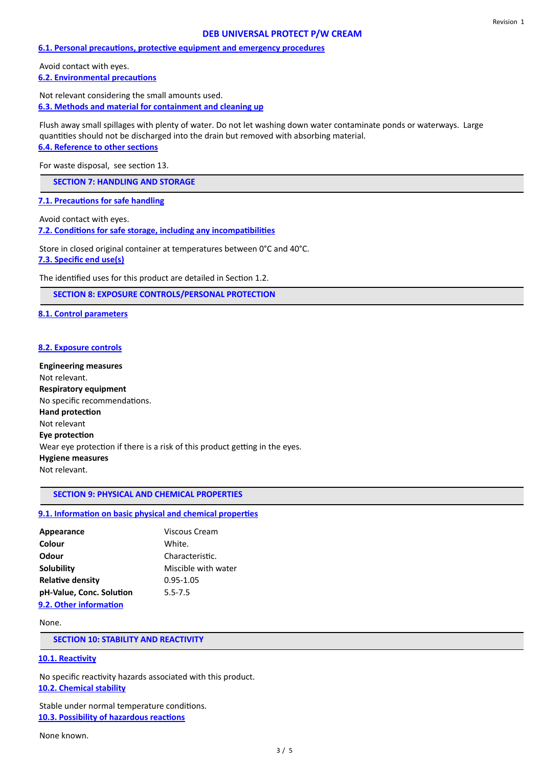#### 6.1. Personal precautions, protective equipment and emergency procedures

Avoid contact with eyes.

#### 6.2. Environmental precautions

Not relevant considering the small amounts used.

#### 6.3. Methods and material for containment and cleaning up

Flush away small spillages with plenty of water. Do not let washing down water contaminate ponds or waterways. Large quantities should not be discharged into the drain but removed with absorbing material.

#### 6.4. Reference to other sections

For waste disposal, see section 13.

## SECTION 7: HANDLING AND STORAGE

#### 7.1. Precautions for safe handling

Avoid contact with eyes.

#### 7.2. Conditions for safe storage, including any incompatibilities

Store in closed original container at temperatures between 0°C and 40°C.

#### 7.3. Specific end use(s)

The identified uses for this product are detailed in Section 1.2.

## SECTION 8: EXPOSURE CONTROLS/PERSONAL PROTECTION

#### 8.1. Control parameters

#### 8.2. Exposure controls

**Engineering measures**
Not relevant.

**Respiratory equipment**
No specific recommendations.

**Hand protection**
Not relevant

**Eye protection**
Wear eye protection if there is a risk of this product getting in the eyes.

**Hygiene measures**
Not relevant.

## SECTION 9: PHYSICAL AND CHEMICAL PROPERTIES

#### 9.1. Information on basic physical and chemical properties

| | |
|---|---|
| **Appearance** | Viscous Cream |
| **Colour** | White. |
| **Odour** | Characteristic. |
| **Solubility** | Miscible with water |
| **Relative density** | 0.95-1.05 |
| **pH-Value, Conc. Solution** | 5.5-7.5 |

#### 9.2. Other information

None.

## SECTION 10: STABILITY AND REACTIVITY

#### 10.1. Reactivity

No specific reactivity hazards associated with this product.

#### 10.2. Chemical stability

Stable under normal temperature conditions.

#### 10.3. Possibility of hazardous reactions

None known.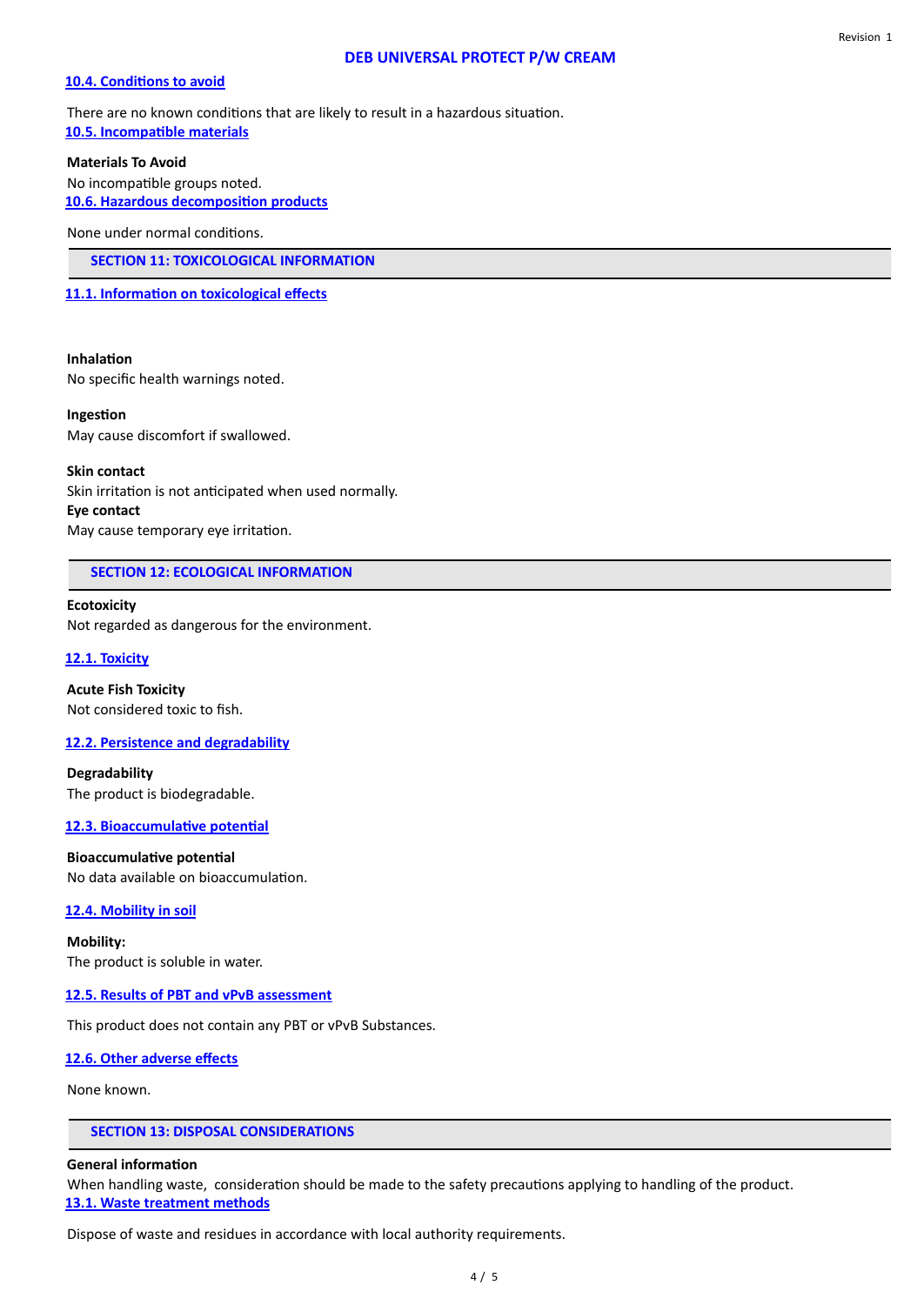### 10.4. Conditions to avoid

There are no known conditions that are likely to result in a hazardous situation.

### 10.5. Incompatible materials

**Materials To Avoid**

No incompatible groups noted.

### 10.6. Hazardous decomposition products

None under normal conditions.

## SECTION 11: TOXICOLOGICAL INFORMATION

### 11.1. Information on toxicological effects

**Inhalation**

No specific health warnings noted.

**Ingestion**

May cause discomfort if swallowed.

**Skin contact**

Skin irritation is not anticipated when used normally.

**Eye contact**

May cause temporary eye irritation.

## SECTION 12: ECOLOGICAL INFORMATION

**Ecotoxicity**

Not regarded as dangerous for the environment.

### 12.1. Toxicity

**Acute Fish Toxicity**

Not considered toxic to fish.

### 12.2. Persistence and degradability

**Degradability**

The product is biodegradable.

### 12.3. Bioaccumulative potential

**Bioaccumulative potential**

No data available on bioaccumulation.

### 12.4. Mobility in soil

**Mobility:**

The product is soluble in water.

### 12.5. Results of PBT and vPvB assessment

This product does not contain any PBT or vPvB Substances.

### 12.6. Other adverse effects

None known.

## SECTION 13: DISPOSAL CONSIDERATIONS

**General information**

When handling waste, consideration should be made to the safety precautions applying to handling of the product.

### 13.1. Waste treatment methods

Dispose of waste and residues in accordance with local authority requirements.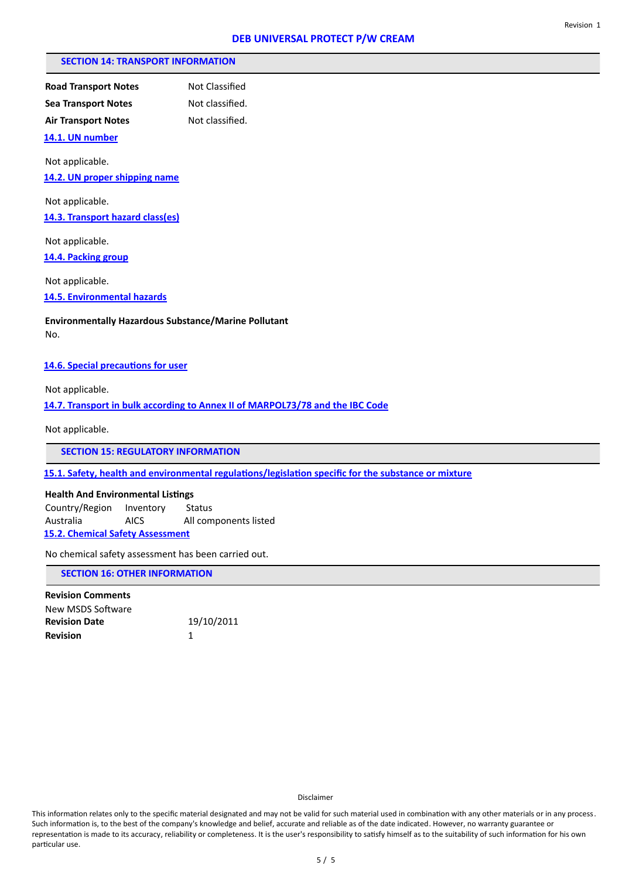## SECTION 14: TRANSPORT INFORMATION

| | |
|---|---|
| **Road Transport Notes** | Not Classified |
| **Sea Transport Notes** | Not classified. |
| **Air Transport Notes** | Not classified. |

### 14.1. UN number

Not applicable.

### 14.2. UN proper shipping name

Not applicable.

### 14.3. Transport hazard class(es)

Not applicable.

### 14.4. Packing group

Not applicable.

### 14.5. Environmental hazards

**Environmentally Hazardous Substance/Marine Pollutant**
No.

### 14.6. Special precautions for user

Not applicable.

### 14.7. Transport in bulk according to Annex II of MARPOL73/78 and the IBC Code

Not applicable.

## SECTION 15: REGULATORY INFORMATION

### 15.1. Safety, health and environmental regulations/legislation specific for the substance or mixture

**Health And Environmental Listings**

| Country/Region | Inventory | Status |
|---|---|---|
| Australia | AICS | All components listed |

### 15.2. Chemical Safety Assessment

No chemical safety assessment has been carried out.

## SECTION 16: OTHER INFORMATION

**Revision Comments**
New MSDS Software

| | |
|---|---|
| **Revision Date** | 19/10/2011 |
| **Revision** | 1 |

Disclaimer

This information relates only to the specific material designated and may not be valid for such material used in combination with any other materials or in any process. Such information is, to the best of the company's knowledge and belief, accurate and reliable as of the date indicated. However, no warranty guarantee or representation is made to its accuracy, reliability or completeness. It is the user's responsibility to satisfy himself as to the suitability of such information for his own particular use.